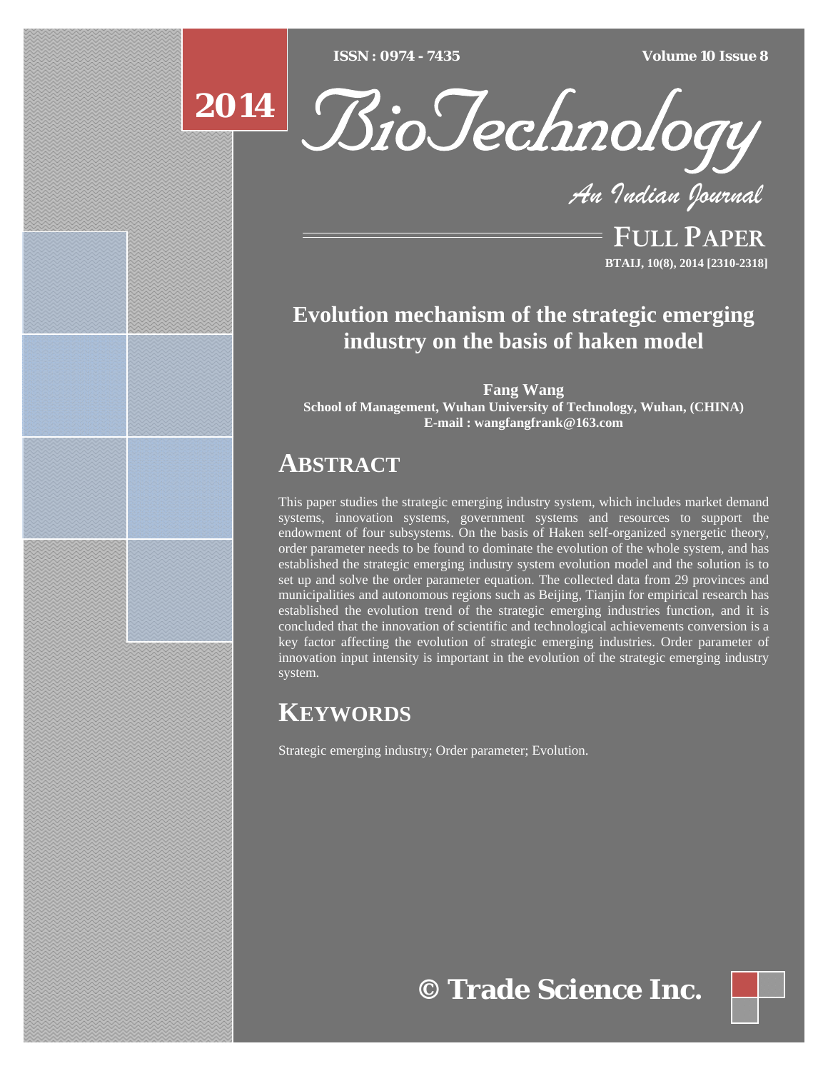# Evolution mechanism of the strategic emerging industry on the basis of haken model

**Fang Wang**
**School of Management, Wuhan University of Technology, Wuhan, (CHINA)**
**E-mail : wangfangfrank@163.com**

## ABSTRACT

This paper studies the strategic emerging industry system, which includes market demand systems, innovation systems, government systems and resources to support the endowment of four subsystems. On the basis of Haken self-organized synergetic theory, order parameter needs to be found to dominate the evolution of the whole system, and has established the strategic emerging industry system evolution model and the solution is to set up and solve the order parameter equation. The collected data from 29 provinces and municipalities and autonomous regions such as Beijing, Tianjin for empirical research has established the evolution trend of the strategic emerging industries function, and it is concluded that the innovation of scientific and technological achievements conversion is a key factor affecting the evolution of strategic emerging industries. Order parameter of innovation input intensity is important in the evolution of the strategic emerging industry system.

## KEYWORDS

Strategic emerging industry; Order parameter; Evolution.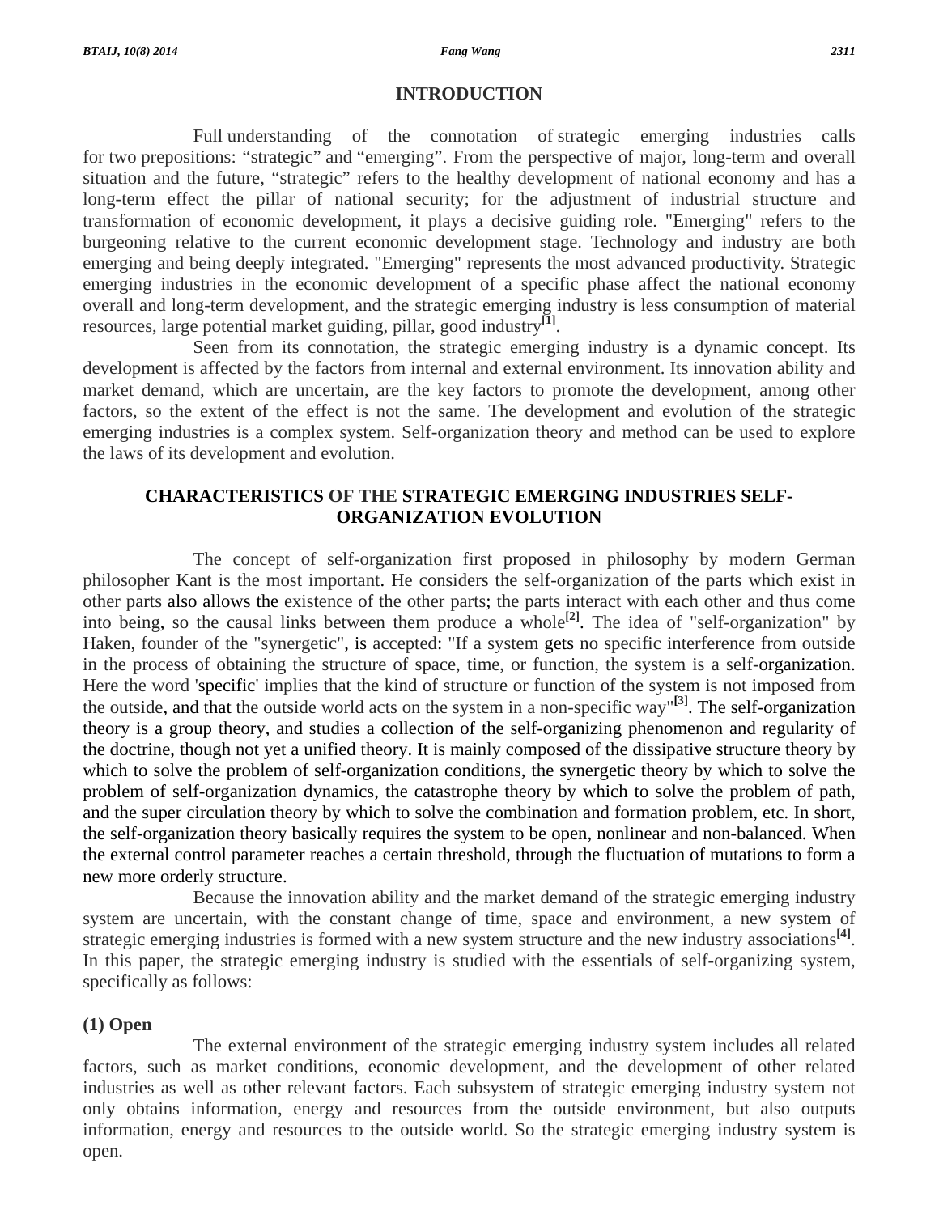## INTRODUCTION

Full understanding of the connotation of strategic emerging industries calls for two prepositions: “strategic” and “emerging”. From the perspective of major, long-term and overall situation and the future, “strategic” refers to the healthy development of national economy and has a long-term effect the pillar of national security; for the adjustment of industrial structure and transformation of economic development, it plays a decisive guiding role. "Emerging" refers to the burgeoning relative to the current economic development stage. Technology and industry are both emerging and being deeply integrated. "Emerging" represents the most advanced productivity. Strategic emerging industries in the economic development of a specific phase affect the national economy overall and long-term development, and the strategic emerging industry is less consumption of material resources, large potential market guiding, pillar, good industry[1].

Seen from its connotation, the strategic emerging industry is a dynamic concept. Its development is affected by the factors from internal and external environment. Its innovation ability and market demand, which are uncertain, are the key factors to promote the development, among other factors, so the extent of the effect is not the same. The development and evolution of the strategic emerging industries is a complex system. Self-organization theory and method can be used to explore the laws of its development and evolution.

## CHARACTERISTICS OF THE STRATEGIC EMERGING INDUSTRIES SELF-ORGANIZATION EVOLUTION

The concept of self-organization first proposed in philosophy by modern German philosopher Kant is the most important. He considers the self-organization of the parts which exist in other parts also allows the existence of the other parts; the parts interact with each other and thus come into being, so the causal links between them produce a whole[2]. The idea of "self-organization" by Haken, founder of the "synergetic", is accepted: "If a system gets no specific interference from outside in the process of obtaining the structure of space, time, or function, the system is a self-organization. Here the word 'specific' implies that the kind of structure or function of the system is not imposed from the outside, and that the outside world acts on the system in a non-specific way"[3]. The self-organization theory is a group theory, and studies a collection of the self-organizing phenomenon and regularity of the doctrine, though not yet a unified theory. It is mainly composed of the dissipative structure theory by which to solve the problem of self-organization conditions, the synergetic theory by which to solve the problem of self-organization dynamics, the catastrophe theory by which to solve the problem of path, and the super circulation theory by which to solve the combination and formation problem, etc. In short, the self-organization theory basically requires the system to be open, nonlinear and non-balanced. When the external control parameter reaches a certain threshold, through the fluctuation of mutations to form a new more orderly structure.

Because the innovation ability and the market demand of the strategic emerging industry system are uncertain, with the constant change of time, space and environment, a new system of strategic emerging industries is formed with a new system structure and the new industry associations[4]. In this paper, the strategic emerging industry is studied with the essentials of self-organizing system, specifically as follows:

### (1) Open

The external environment of the strategic emerging industry system includes all related factors, such as market conditions, economic development, and the development of other related industries as well as other relevant factors. Each subsystem of strategic emerging industry system not only obtains information, energy and resources from the outside environment, but also outputs information, energy and resources to the outside world. So the strategic emerging industry system is open.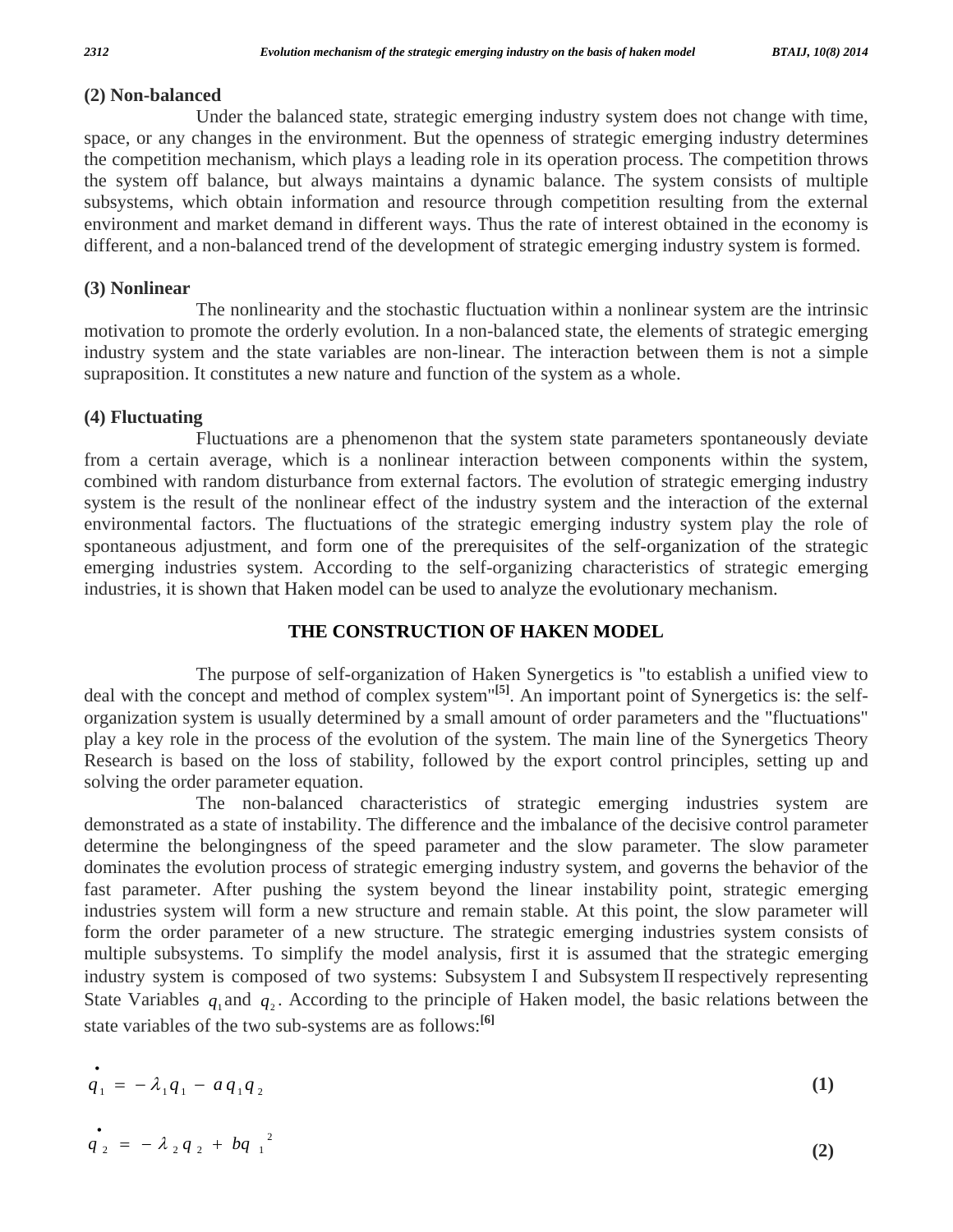**(2) Non-balanced**

Under the balanced state, strategic emerging industry system does not change with time, space, or any changes in the environment. But the openness of strategic emerging industry determines the competition mechanism, which plays a leading role in its operation process. The competition throws the system off balance, but always maintains a dynamic balance. The system consists of multiple subsystems, which obtain information and resource through competition resulting from the external environment and market demand in different ways. Thus the rate of interest obtained in the economy is different, and a non-balanced trend of the development of strategic emerging industry system is formed.

**(3) Nonlinear**

The nonlinearity and the stochastic fluctuation within a nonlinear system are the intrinsic motivation to promote the orderly evolution. In a non-balanced state, the elements of strategic emerging industry system and the state variables are non-linear. The interaction between them is not a simple supraposition. It constitutes a new nature and function of the system as a whole.

**(4) Fluctuating**

Fluctuations are a phenomenon that the system state parameters spontaneously deviate from a certain average, which is a nonlinear interaction between components within the system, combined with random disturbance from external factors. The evolution of strategic emerging industry system is the result of the nonlinear effect of the industry system and the interaction of the external environmental factors. The fluctuations of the strategic emerging industry system play the role of spontaneous adjustment, and form one of the prerequisites of the self-organization of the strategic emerging industries system. According to the self-organizing characteristics of strategic emerging industries, it is shown that Haken model can be used to analyze the evolutionary mechanism.

## THE CONSTRUCTION OF HAKEN MODEL

The purpose of self-organization of Haken Synergetics is "to establish a unified view to deal with the concept and method of complex system"[5]. An important point of Synergetics is: the self-organization system is usually determined by a small amount of order parameters and the "fluctuations" play a key role in the process of the evolution of the system. The main line of the Synergetics Theory Research is based on the loss of stability, followed by the export control principles, setting up and solving the order parameter equation.

The non-balanced characteristics of strategic emerging industries system are demonstrated as a state of instability. The difference and the imbalance of the decisive control parameter determine the belongingness of the speed parameter and the slow parameter. The slow parameter dominates the evolution process of strategic emerging industry system, and governs the behavior of the fast parameter. After pushing the system beyond the linear instability point, strategic emerging industries system will form a new structure and remain stable. At this point, the slow parameter will form the order parameter of a new structure. The strategic emerging industries system consists of multiple subsystems. To simplify the model analysis, first it is assumed that the strategic emerging industry system is composed of two systems: Subsystem I and Subsystem II respectively representing State Variables $q_1$ and $q_2$. According to the principle of Haken model, the basic relations between the state variables of the two sub-systems are as follows:[6]

$$\dot{q}_1 = -\lambda_1 q_1 - a q_1 q_2 \qquad (1)$$

$$\dot{q}_2 = -\lambda_2 q_2 + b q_1^2 \qquad (2)$$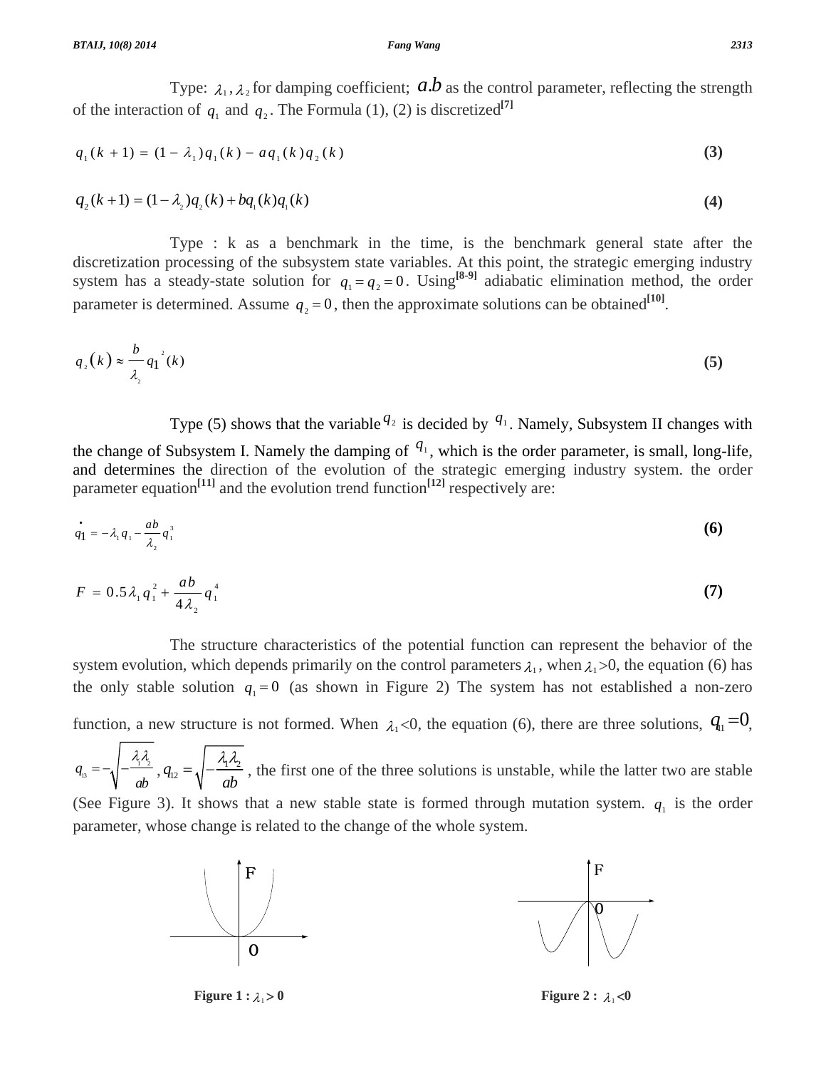Type: $\lambda_1, \lambda_2$ for damping coefficient; $a.b$ as the control parameter, reflecting the strength of the interaction of $q_1$ and $q_2$. The Formula (1), (2) is discretized[7]

$$q_1(k+1) = (1-\lambda_1)q_1(k) - aq_1(k)q_2(k) \tag{3}$$

$$q_2(k+1) = (1-\lambda_2)q_2(k) + bq_1(k)q_1(k) \tag{4}$$

Type : k as a benchmark in the time, is the benchmark general state after the discretization processing of the subsystem state variables. At this point, the strategic emerging industry system has a steady-state solution for $q_1 = q_2 = 0$. Using[8-9] adiabatic elimination method, the order parameter is determined. Assume $q_2 = 0$, then the approximate solutions can be obtained[10].

$$q_2(k) \approx \frac{b}{\lambda_2} q_1^2(k) \tag{5}$$

Type (5) shows that the variable $q_2$ is decided by $q_1$. Namely, Subsystem II changes with the change of Subsystem I. Namely the damping of $q_1$, which is the order parameter, is small, long-life, and determines the direction of the evolution of the strategic emerging industry system. the order parameter equation[11] and the evolution trend function[12] respectively are:

$$\dot{q}_1 = -\lambda_1 q_1 - \frac{ab}{\lambda_2} q_1^3 \tag{6}$$

$$F = 0.5\lambda_1 q_1^2 + \frac{ab}{4\lambda_2} q_1^4 \tag{7}$$

The structure characteristics of the potential function can represent the behavior of the system evolution, which depends primarily on the control parameters $\lambda_1$, when $\lambda_1 > 0$, the equation (6) has the only stable solution $q_1 = 0$ (as shown in Figure 2) The system has not established a non-zero function, a new structure is not formed. When $\lambda_1 < 0$, the equation (6), there are three solutions, $q_{11} = 0$, $q_{13} = -\sqrt{-\frac{\lambda_1\lambda_2}{ab}}$, $q_{12} = \sqrt{-\frac{\lambda_1\lambda_2}{ab}}$, the first one of the three solutions is unstable, while the latter two are stable (See Figure 3). It shows that a new stable state is formed through mutation system. $q_1$ is the order parameter, whose change is related to the change of the whole system.

**Figure 1 : $\lambda_1 > 0$**

**Figure 2 : $\lambda_1 < 0$**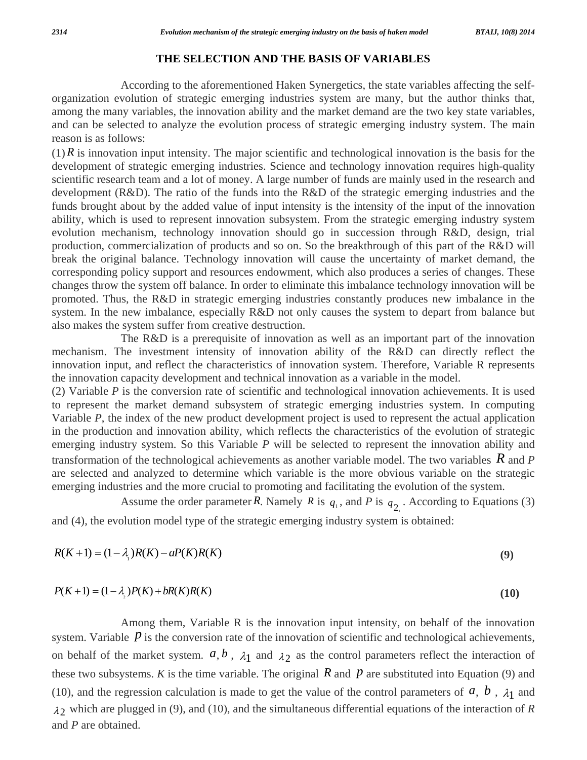## THE SELECTION AND THE BASIS OF VARIABLES

According to the aforementioned Haken Synergetics, the state variables affecting the self-organization evolution of strategic emerging industries system are many, but the author thinks that, among the many variables, the innovation ability and the market demand are the two key state variables, and can be selected to analyze the evolution process of strategic emerging industry system. The main reason is as follows:

(1) $R$ is innovation input intensity. The major scientific and technological innovation is the basis for the development of strategic emerging industries. Science and technology innovation requires high-quality scientific research team and a lot of money. A large number of funds are mainly used in the research and development (R&D). The ratio of the funds into the R&D of the strategic emerging industries and the funds brought about by the added value of input intensity is the intensity of the input of the innovation ability, which is used to represent innovation subsystem. From the strategic emerging industry system evolution mechanism, technology innovation should go in succession through R&D, design, trial production, commercialization of products and so on. So the breakthrough of this part of the R&D will break the original balance. Technology innovation will cause the uncertainty of market demand, the corresponding policy support and resources endowment, which also produces a series of changes. These changes throw the system off balance. In order to eliminate this imbalance technology innovation will be promoted. Thus, the R&D in strategic emerging industries constantly produces new imbalance in the system. In the new imbalance, especially R&D not only causes the system to depart from balance but also makes the system suffer from creative destruction.

The R&D is a prerequisite of innovation as well as an important part of the innovation mechanism. The investment intensity of innovation ability of the R&D can directly reflect the innovation input, and reflect the characteristics of innovation system. Therefore, Variable R represents the innovation capacity development and technical innovation as a variable in the model.

(2) Variable *P* is the conversion rate of scientific and technological innovation achievements. It is used to represent the market demand subsystem of strategic emerging industries system. In computing Variable *P*, the index of the new product development project is used to represent the actual application in the production and innovation ability, which reflects the characteristics of the evolution of strategic emerging industry system. So this Variable *P* will be selected to represent the innovation ability and transformation of the technological achievements as another variable model. The two variables $R$ and *P* are selected and analyzed to determine which variable is the more obvious variable on the strategic emerging industries and the more crucial to promoting and facilitating the evolution of the system.

Assume the order parameter $R$. Namely $R$ is $q_1$, and *P* is $q_2$. According to Equations (3) and (4), the evolution model type of the strategic emerging industry system is obtained:

$$R(K+1) = (1-\lambda_1)R(K) - aP(K)R(K) \tag{9}$$

$$P(K+1) = (1-\lambda_2)P(K) + bR(K)R(K) \tag{10}$$

Among them, Variable R is the innovation input intensity, on behalf of the innovation system. Variable $p$ is the conversion rate of the innovation of scientific and technological achievements, on behalf of the market system. $a, b$, $\lambda_1$ and $\lambda_2$ as the control parameters reflect the interaction of these two subsystems. *K* is the time variable. The original $R$ and $p$ are substituted into Equation (9) and (10), and the regression calculation is made to get the value of the control parameters of $a$, $b$, $\lambda_1$ and $\lambda_2$ which are plugged in (9), and (10), and the simultaneous differential equations of the interaction of *R* and *P* are obtained.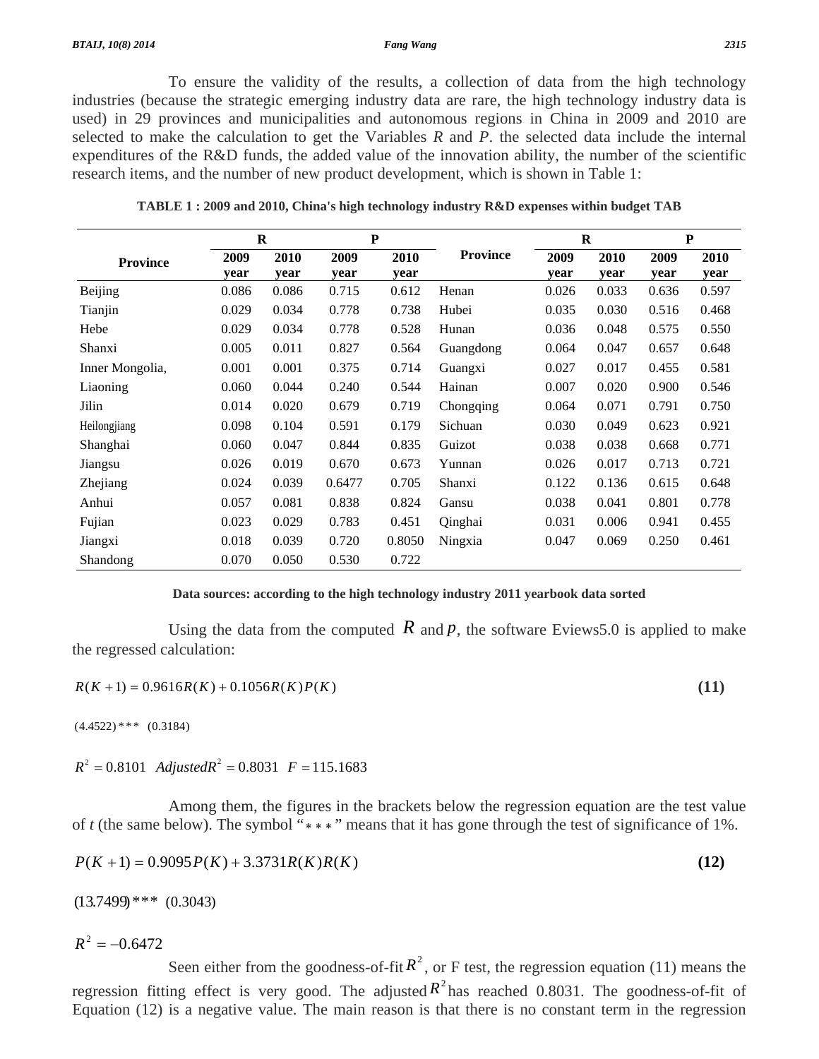To ensure the validity of the results, a collection of data from the high technology industries (because the strategic emerging industry data are rare, the high technology industry data is used) in 29 provinces and municipalities and autonomous regions in China in 2009 and 2010 are selected to make the calculation to get the Variables *R* and *P*. the selected data include the internal expenditures of the R&D funds, the added value of the innovation ability, the number of the scientific research items, and the number of new product development, which is shown in Table 1:

**TABLE 1 : 2009 and 2010, China's high technology industry R&D expenses within budget TAB**

| Province | R | | P | | Province | R | | P | |
|---|---|---|---|---|---|---|---|---|---|
| | 2009 year | 2010 year | 2009 year | 2010 year | | 2009 year | 2010 year | 2009 year | 2010 year |
| Beijing | 0.086 | 0.086 | 0.715 | 0.612 | Henan | 0.026 | 0.033 | 0.636 | 0.597 |
| Tianjin | 0.029 | 0.034 | 0.778 | 0.738 | Hubei | 0.035 | 0.030 | 0.516 | 0.468 |
| Hebe | 0.029 | 0.034 | 0.778 | 0.528 | Hunan | 0.036 | 0.048 | 0.575 | 0.550 |
| Shanxi | 0.005 | 0.011 | 0.827 | 0.564 | Guangdong | 0.064 | 0.047 | 0.657 | 0.648 |
| Inner Mongolia, | 0.001 | 0.001 | 0.375 | 0.714 | Guangxi | 0.027 | 0.017 | 0.455 | 0.581 |
| Liaoning | 0.060 | 0.044 | 0.240 | 0.544 | Hainan | 0.007 | 0.020 | 0.900 | 0.546 |
| Jilin | 0.014 | 0.020 | 0.679 | 0.719 | Chongqing | 0.064 | 0.071 | 0.791 | 0.750 |
| Heilongjiang | 0.098 | 0.104 | 0.591 | 0.179 | Sichuan | 0.030 | 0.049 | 0.623 | 0.921 |
| Shanghai | 0.060 | 0.047 | 0.844 | 0.835 | Guizot | 0.038 | 0.038 | 0.668 | 0.771 |
| Jiangsu | 0.026 | 0.019 | 0.670 | 0.673 | Yunnan | 0.026 | 0.017 | 0.713 | 0.721 |
| Zhejiang | 0.024 | 0.039 | 0.6477 | 0.705 | Shanxi | 0.122 | 0.136 | 0.615 | 0.648 |
| Anhui | 0.057 | 0.081 | 0.838 | 0.824 | Gansu | 0.038 | 0.041 | 0.801 | 0.778 |
| Fujian | 0.023 | 0.029 | 0.783 | 0.451 | Qinghai | 0.031 | 0.006 | 0.941 | 0.455 |
| Jiangxi | 0.018 | 0.039 | 0.720 | 0.8050 | Ningxia | 0.047 | 0.069 | 0.250 | 0.461 |
| Shandong | 0.070 | 0.050 | 0.530 | 0.722 | | | | | |

**Data sources: according to the high technology industry 2011 yearbook data sorted**

Using the data from the computed $R$ and $p$, the software Eviews5.0 is applied to make the regressed calculation:

$$R(K+1) = 0.9616R(K) + 0.1056R(K)P(K) \quad \textbf{(11)}$$

$(4.4522)***$ $(0.3184)$

$R^2 = 0.8101$ $Adjusted R^2 = 0.8031$ $F = 115.1683$

Among them, the figures in the brackets below the regression equation are the test value of *t* (the same below). The symbol "***" means that it has gone through the test of significance of 1%.

$$P(K+1) = 0.9095P(K) + 3.3731R(K)R(K) \quad \textbf{(12)}$$

$(13.7499)***$ $(0.3043)$

$R^2 = -0.6472$

Seen either from the goodness-of-fit $R^2$, or F test, the regression equation (11) means the regression fitting effect is very good. The adjusted $R^2$ has reached 0.8031. The goodness-of-fit of Equation (12) is a negative value. The main reason is that there is no constant term in the regression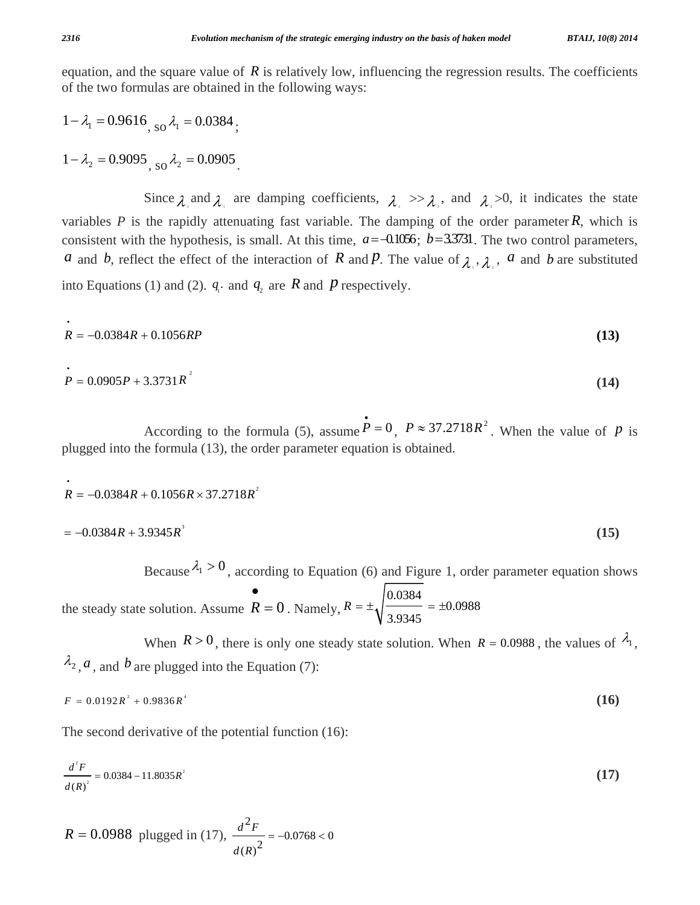equation, and the square value of $R$ is relatively low, influencing the regression results. The coefficients of the two formulas are obtained in the following ways:

$1-\lambda_1 = 0.9616$, so $\lambda_1 = 0.0384$;

$1-\lambda_2 = 0.9095$, so $\lambda_2 = 0.0905$.

Since $\lambda_1$ and $\lambda_1$ are damping coefficients, $\lambda_2 >> \lambda_1$, and $\lambda_2 > 0$, it indicates the state variables $P$ is the rapidly attenuating fast variable. The damping of the order parameter $R$, which is consistent with the hypothesis, is small. At this time, $a = -0.1056$; $b = 3.3731$. The two control parameters, $a$ and $b$, reflect the effect of the interaction of $R$ and $p$. The value of $\lambda_1$, $\lambda_2$, $a$ and $b$ are substituted into Equations (1) and (2). $q_1$ and $q_2$ are $R$ and $p$ respectively.

$$\dot{R} = -0.0384R + 0.1056RP \tag{13}$$

$$\dot{P} = 0.0905P + 3.3731R^2 \tag{14}$$

According to the formula (5), assume $\dot{P} = 0$, $P \approx 37.2718R^2$. When the value of $p$ is plugged into the formula (13), the order parameter equation is obtained.

$$\dot{R} = -0.0384R + 0.1056R \times 37.2718R^2$$

$$= -0.0384R + 3.9345R^3 \tag{15}$$

Because $\lambda_1 > 0$, according to Equation (6) and Figure 1, order parameter equation shows the steady state solution. Assume $\dot{R} = 0$. Namely, $R = \pm\sqrt{\dfrac{0.0384}{3.9345}} = \pm 0.0988$

When $R > 0$, there is only one steady state solution. When $R = 0.0988$, the values of $\lambda_1$, $\lambda_2$, $a$, and $b$ are plugged into the Equation (7):

$$F = 0.0192R^2 + 0.9836R^4 \tag{16}$$

The second derivative of the potential function (16):

$$\frac{d^2F}{d(R)^2} = 0.0384 - 11.8035R^2 \tag{17}$$

$R = 0.0988$ plugged in (17), $\dfrac{d^2F}{d(R)^2} = -0.0768 < 0$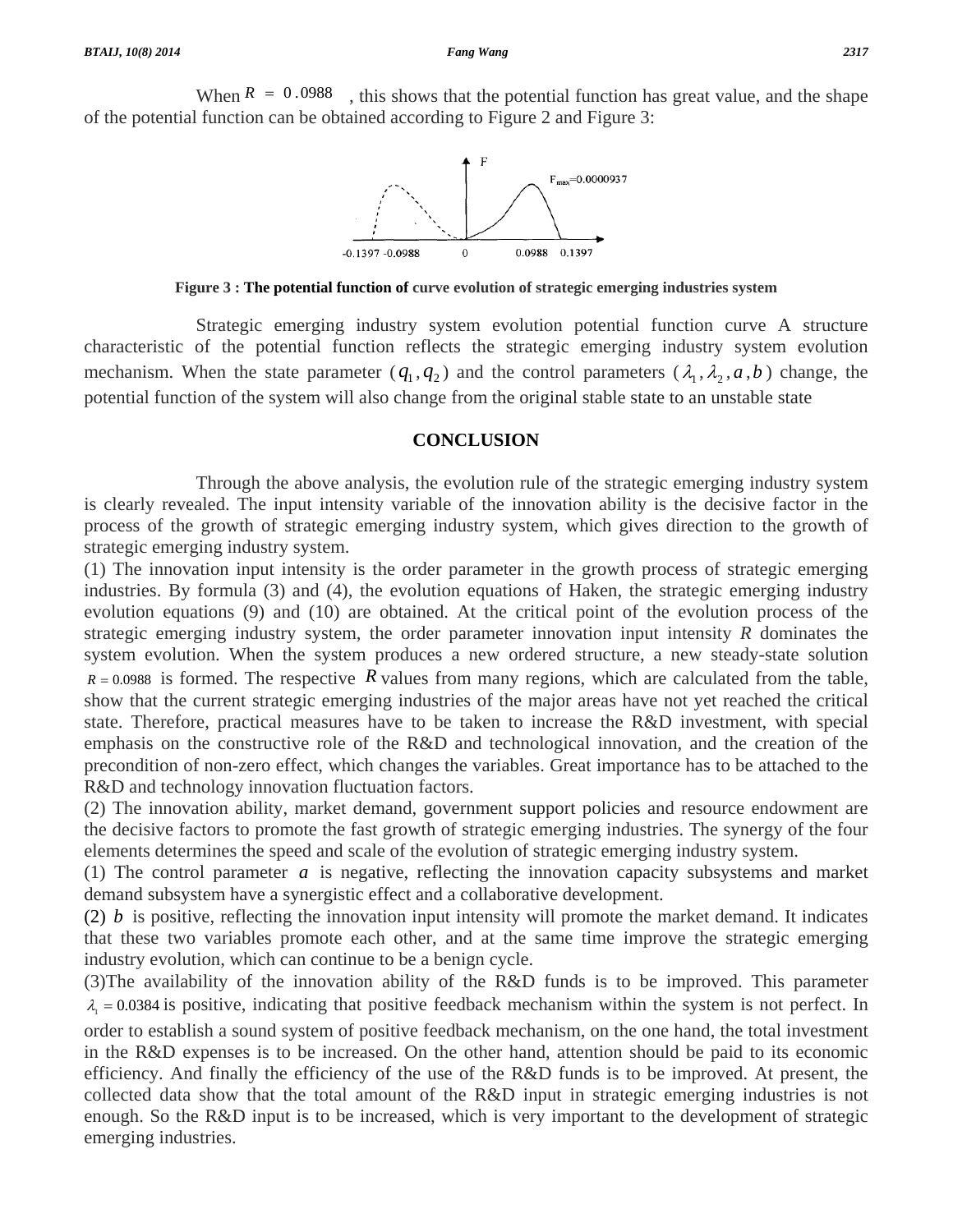When $R = 0.0988$ , this shows that the potential function has great value, and the shape of the potential function can be obtained according to Figure 2 and Figure 3:

**Figure 3 : The potential function of curve evolution of strategic emerging industries system**

Strategic emerging industry system evolution potential function curve A structure characteristic of the potential function reflects the strategic emerging industry system evolution mechanism. When the state parameter ($q_1, q_2$) and the control parameters ($\lambda_1, \lambda_2, a, b$) change, the potential function of the system will also change from the original stable state to an unstable state

## CONCLUSION

Through the above analysis, the evolution rule of the strategic emerging industry system is clearly revealed. The input intensity variable of the innovation ability is the decisive factor in the process of the growth of strategic emerging industry system, which gives direction to the growth of strategic emerging industry system.

(1) The innovation input intensity is the order parameter in the growth process of strategic emerging industries. By formula (3) and (4), the evolution equations of Haken, the strategic emerging industry evolution equations (9) and (10) are obtained. At the critical point of the evolution process of the strategic emerging industry system, the order parameter innovation input intensity $R$ dominates the system evolution. When the system produces a new ordered structure, a new steady-state solution $R = 0.0988$ is formed. The respective $R$ values from many regions, which are calculated from the table, show that the current strategic emerging industries of the major areas have not yet reached the critical state. Therefore, practical measures have to be taken to increase the R&D investment, with special emphasis on the constructive role of the R&D and technological innovation, and the creation of the precondition of non-zero effect, which changes the variables. Great importance has to be attached to the R&D and technology innovation fluctuation factors.

(2) The innovation ability, market demand, government support policies and resource endowment are the decisive factors to promote the fast growth of strategic emerging industries. The synergy of the four elements determines the speed and scale of the evolution of strategic emerging industry system.

(1) The control parameter $a$ is negative, reflecting the innovation capacity subsystems and market demand subsystem have a synergistic effect and a collaborative development.

(2) $b$ is positive, reflecting the innovation input intensity will promote the market demand. It indicates that these two variables promote each other, and at the same time improve the strategic emerging industry evolution, which can continue to be a benign cycle.

(3)The availability of the innovation ability of the R&D funds is to be improved. This parameter $\lambda_1 = 0.0384$ is positive, indicating that positive feedback mechanism within the system is not perfect. In order to establish a sound system of positive feedback mechanism, on the one hand, the total investment in the R&D expenses is to be increased. On the other hand, attention should be paid to its economic efficiency. And finally the efficiency of the use of the R&D funds is to be improved. At present, the collected data show that the total amount of the R&D input in strategic emerging industries is not enough. So the R&D input is to be increased, which is very important to the development of strategic emerging industries.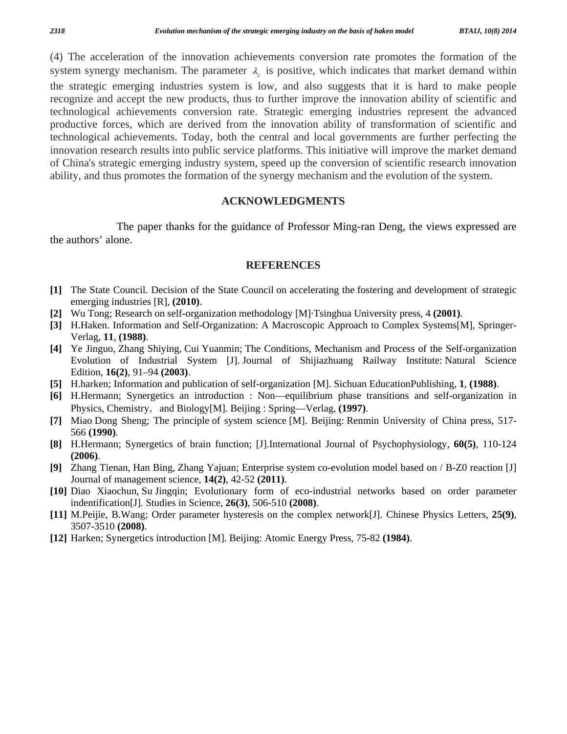(4) The acceleration of the innovation achievements conversion rate promotes the formation of the system synergy mechanism. The parameter $\lambda_2$ is positive, which indicates that market demand within the strategic emerging industries system is low, and also suggests that it is hard to make people recognize and accept the new products, thus to further improve the innovation ability of scientific and technological achievements conversion rate. Strategic emerging industries represent the advanced productive forces, which are derived from the innovation ability of transformation of scientific and technological achievements. Today, both the central and local governments are further perfecting the innovation research results into public service platforms. This initiative will improve the market demand of China's strategic emerging industry system, speed up the conversion of scientific research innovation ability, and thus promotes the formation of the synergy mechanism and the evolution of the system.

## ACKNOWLEDGMENTS

The paper thanks for the guidance of Professor Ming-ran Deng, the views expressed are the authors' alone.

## REFERENCES

**[1]** The State Council. Decision of the State Council on accelerating the fostering and development of strategic emerging industries [R], **(2010)**.

**[2]** Wu Tong; Research on self-organization methodology [M]·Tsinghua University press, 4 **(2001)**.

**[3]** H.Haken. Information and Self-Organization: A Macroscopic Approach to Complex Systems[M], Springer-Verlag, **11**, **(1988)**.

**[4]** Ye Jinguo, Zhang Shiying, Cui Yuanmin; The Conditions, Mechanism and Process of the Self-organization Evolution of Industrial System [J]. Journal of Shijiazhuang Railway Institute: Natural Science Edition, **16(2)**, 91–94 **(2003)**.

**[5]** H.harken; Information and publication of self-organization [M]. Sichuan EducationPublishing, **1**, **(1988)**.

**[6]** H.Hermann; Synergetics an introduction : Non—equilibrium phase transitions and self-organization in Physics, Chemistry，and Biology[M]. Beijing : Spring—Verlag, **(1997)**.

**[7]** Miao Dong Sheng; The principle of system science [M]. Beijing: Renmin University of China press, 517-566 **(1990)**.

**[8]** H.Hermann; Synergetics of brain function; [J].International Journal of Psychophysiology, **60(5)**, 110-124 **(2006)**.

**[9]** Zhang Tienan, Han Bing, Zhang Yajuan; Enterprise system co-evolution model based on / B-Z0 reaction [J] Journal of management science, **14(2)**, 42-52 **(2011)**.

**[10]** Diao Xiaochun, Su Jingqin; Evolutionary form of eco-industrial networks based on order parameter indentification[J]. Studies in Science, **26(3)**, 506-510 **(2008)**.

**[11]** M.Peijie, B.Wang; Order parameter hysteresis on the complex network[J]. Chinese Physics Letters, **25(9)**, 3507-3510 **(2008)**.

**[12]** Harken; Synergetics introduction [M]. Beijing: Atomic Energy Press, 75-82 **(1984)**.